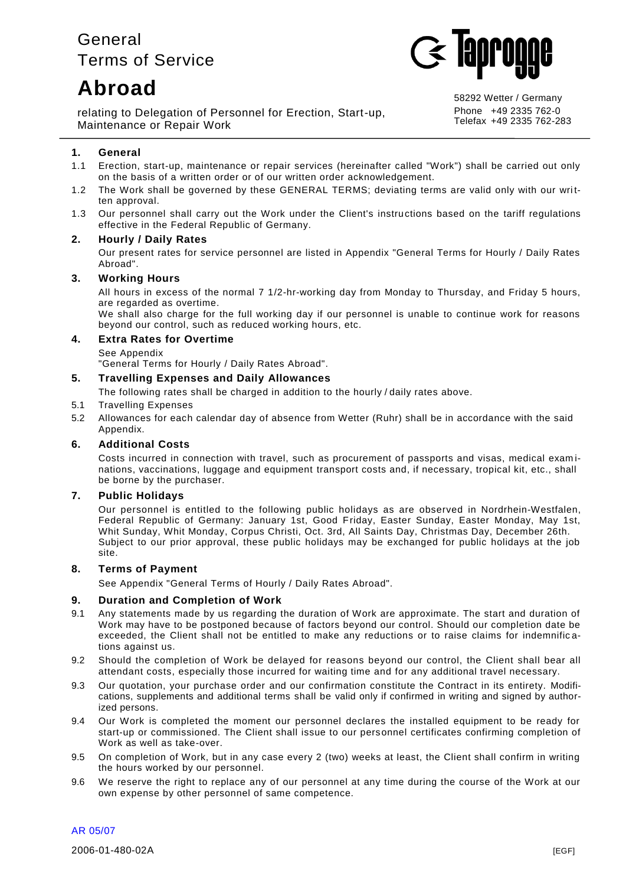# General Terms of Service

# Abroad

relating to Delegation of Personnel for Erection, Start-up, Maintenance or Repair Work

58292 Wetter / Germany
Phone +49 2335 762-0
Telefax +49 2335 762-283

## 1. General

1.1 Erection, start-up, maintenance or repair services (hereinafter called "Work") shall be carried out only on the basis of a written order or of our written order acknowledgement.

1.2 The Work shall be governed by these GENERAL TERMS; deviating terms are valid only with our written approval.

1.3 Our personnel shall carry out the Work under the Client's instructions based on the tariff regulations effective in the Federal Republic of Germany.

## 2. Hourly / Daily Rates

Our present rates for service personnel are listed in Appendix "General Terms for Hourly / Daily Rates Abroad".

## 3. Working Hours

All hours in excess of the normal 7 1/2-hr-working day from Monday to Thursday, and Friday 5 hours, are regarded as overtime.

We shall also charge for the full working day if our personnel is unable to continue work for reasons beyond our control, such as reduced working hours, etc.

## 4. Extra Rates for Overtime

See Appendix
"General Terms for Hourly / Daily Rates Abroad".

## 5. Travelling Expenses and Daily Allowances

The following rates shall be charged in addition to the hourly / daily rates above.

5.1 Travelling Expenses

5.2 Allowances for each calendar day of absence from Wetter (Ruhr) shall be in accordance with the said Appendix.

## 6. Additional Costs

Costs incurred in connection with travel, such as procurement of passports and visas, medical examinations, vaccinations, luggage and equipment transport costs and, if necessary, tropical kit, etc., shall be borne by the purchaser.

## 7. Public Holidays

Our personnel is entitled to the following public holidays as are observed in Nordrhein-Westfalen, Federal Republic of Germany: January 1st, Good Friday, Easter Sunday, Easter Monday, May 1st, Whit Sunday, Whit Monday, Corpus Christi, Oct. 3rd, All Saints Day, Christmas Day, December 26th. Subject to our prior approval, these public holidays may be exchanged for public holidays at the job site.

## 8. Terms of Payment

See Appendix "General Terms of Hourly / Daily Rates Abroad".

## 9. Duration and Completion of Work

9.1 Any statements made by us regarding the duration of Work are approximate. The start and duration of Work may have to be postponed because of factors beyond our control. Should our completion date be exceeded, the Client shall not be entitled to make any reductions or to raise claims for indemnifications against us.

9.2 Should the completion of Work be delayed for reasons beyond our control, the Client shall bear all attendant costs, especially those incurred for waiting time and for any additional travel necessary.

9.3 Our quotation, your purchase order and our confirmation constitute the Contract in its entirety. Modifications, supplements and additional terms shall be valid only if confirmed in writing and signed by authorized persons.

9.4 Our Work is completed the moment our personnel declares the installed equipment to be ready for start-up or commissioned. The Client shall issue to our personnel certificates confirming completion of Work as well as take-over.

9.5 On completion of Work, but in any case every 2 (two) weeks at least, the Client shall confirm in writing the hours worked by our personnel.

9.6 We reserve the right to replace any of our personnel at any time during the course of the Work at our own expense by other personnel of same competence.

AR 05/07

2006-01-480-02A [EGF]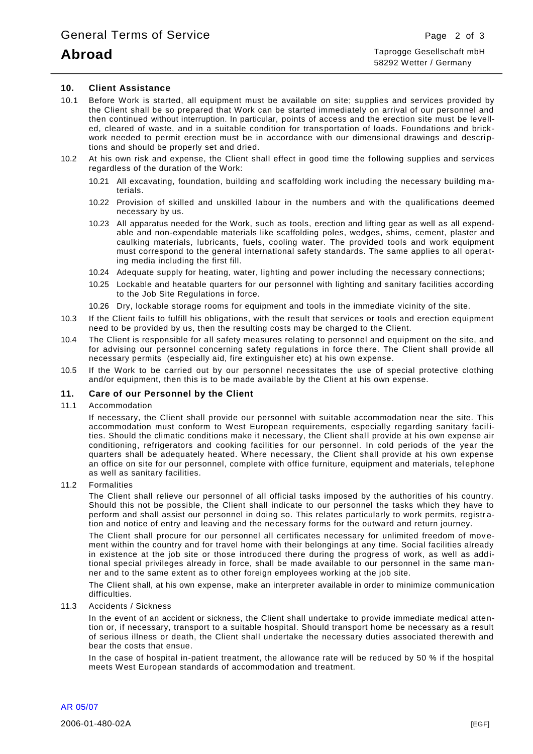## 10. Client Assistance

10.1 Before Work is started, all equipment must be available on site; supplies and services provided by the Client shall be so prepared that Work can be started immediately on arrival of our personnel and then continued without interruption. In particular, points of access and the erection site must be levelled, cleared of waste, and in a suitable condition for transportation of loads. Foundations and brickwork needed to permit erection must be in accordance with our dimensional drawings and descriptions and should be properly set and dried.

10.2 At his own risk and expense, the Client shall effect in good time the following supplies and services regardless of the duration of the Work:

- 10.21 All excavating, foundation, building and scaffolding work including the necessary building materials.
- 10.22 Provision of skilled and unskilled labour in the numbers and with the qualifications deemed necessary by us.
- 10.23 All apparatus needed for the Work, such as tools, erection and lifting gear as well as all expendable and non-expendable materials like scaffolding poles, wedges, shims, cement, plaster and caulking materials, lubricants, fuels, cooling water. The provided tools and work equipment must correspond to the general international safety standards. The same applies to all operating media including the first fill.
- 10.24 Adequate supply for heating, water, lighting and power including the necessary connections;
- 10.25 Lockable and heatable quarters for our personnel with lighting and sanitary facilities according to the Job Site Regulations in force.
- 10.26 Dry, lockable storage rooms for equipment and tools in the immediate vicinity of the site.

10.3 If the Client fails to fulfill his obligations, with the result that services or tools and erection equipment need to be provided by us, then the resulting costs may be charged to the Client.

10.4 The Client is responsible for all safety measures relating to personnel and equipment on the site, and for advising our personnel concerning safety regulations in force there. The Client shall provide all necessary permits (especially aid, fire extinguisher etc) at his own expense.

10.5 If the Work to be carried out by our personnel necessitates the use of special protective clothing and/or equipment, then this is to be made available by the Client at his own expense.

## 11. Care of our Personnel by the Client

11.1 Accommodation

If necessary, the Client shall provide our personnel with suitable accommodation near the site. This accommodation must conform to West European requirements, especially regarding sanitary facilities. Should the climatic conditions make it necessary, the Client shall provide at his own expense air conditioning, refrigerators and cooking facilities for our personnel. In cold periods of the year the quarters shall be adequately heated. Where necessary, the Client shall provide at his own expense an office on site for our personnel, complete with office furniture, equipment and materials, telephone as well as sanitary facilities.

11.2 Formalities

The Client shall relieve our personnel of all official tasks imposed by the authorities of his country. Should this not be possible, the Client shall indicate to our personnel the tasks which they have to perform and shall assist our personnel in doing so. This relates particularly to work permits, registration and notice of entry and leaving and the necessary forms for the outward and return journey.

The Client shall procure for our personnel all certificates necessary for unlimited freedom of movement within the country and for travel home with their belongings at any time. Social facilities already in existence at the job site or those introduced there during the progress of work, as well as additional special privileges already in force, shall be made available to our personnel in the same manner and to the same extent as to other foreign employees working at the job site.

The Client shall, at his own expense, make an interpreter available in order to minimize communication difficulties.

11.3 Accidents / Sickness

In the event of an accident or sickness, the Client shall undertake to provide immediate medical attention or, if necessary, transport to a suitable hospital. Should transport home be necessary as a result of serious illness or death, the Client shall undertake the necessary duties associated therewith and bear the costs that ensue.

In the case of hospital in-patient treatment, the allowance rate will be reduced by 50 % if the hospital meets West European standards of accommodation and treatment.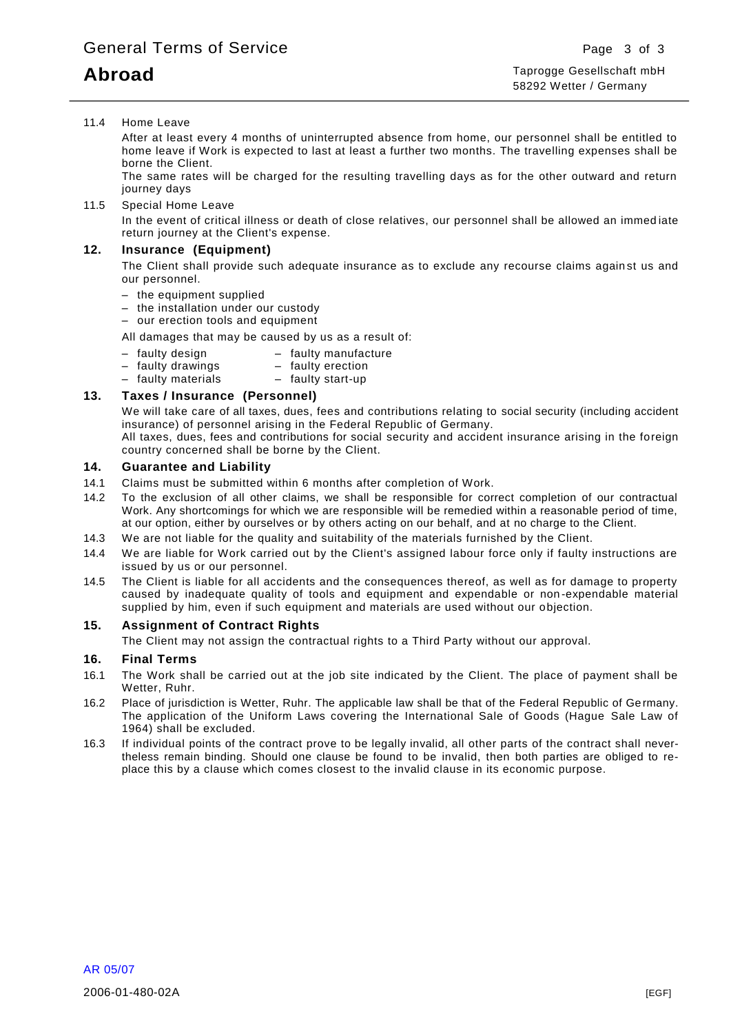11.4 Home Leave

After at least every 4 months of uninterrupted absence from home, our personnel shall be entitled to home leave if Work is expected to last at least a further two months. The travelling expenses shall be borne the Client.

The same rates will be charged for the resulting travelling days as for the other outward and return journey days

11.5 Special Home Leave

In the event of critical illness or death of close relatives, our personnel shall be allowed an immediate return journey at the Client's expense.

## 12. Insurance (Equipment)

The Client shall provide such adequate insurance as to exclude any recourse claims against us and our personnel.

- the equipment supplied
- the installation under our custody
- our erection tools and equipment

All damages that may be caused by us as a result of:

- faulty design
- faulty drawings
- faulty materials
- faulty manufacture
- faulty erection
- faulty start-up

## 13. Taxes / Insurance (Personnel)

We will take care of all taxes, dues, fees and contributions relating to social security (including accident insurance) of personnel arising in the Federal Republic of Germany.

All taxes, dues, fees and contributions for social security and accident insurance arising in the foreign country concerned shall be borne by the Client.

## 14. Guarantee and Liability

14.1 Claims must be submitted within 6 months after completion of Work.

14.2 To the exclusion of all other claims, we shall be responsible for correct completion of our contractual Work. Any shortcomings for which we are responsible will be remedied within a reasonable period of time, at our option, either by ourselves or by others acting on our behalf, and at no charge to the Client.

14.3 We are not liable for the quality and suitability of the materials furnished by the Client.

14.4 We are liable for Work carried out by the Client's assigned labour force only if faulty instructions are issued by us or our personnel.

14.5 The Client is liable for all accidents and the consequences thereof, as well as for damage to property caused by inadequate quality of tools and equipment and expendable or non-expendable material supplied by him, even if such equipment and materials are used without our objection.

## 15. Assignment of Contract Rights

The Client may not assign the contractual rights to a Third Party without our approval.

## 16. Final Terms

16.1 The Work shall be carried out at the job site indicated by the Client. The place of payment shall be Wetter, Ruhr.

16.2 Place of jurisdiction is Wetter, Ruhr. The applicable law shall be that of the Federal Republic of Germany. The application of the Uniform Laws covering the International Sale of Goods (Hague Sale Law of 1964) shall be excluded.

16.3 If individual points of the contract prove to be legally invalid, all other parts of the contract shall nevertheless remain binding. Should one clause be found to be invalid, then both parties are obliged to replace this by a clause which comes closest to the invalid clause in its economic purpose.

AR 05/07

2006-01-480-02A [EGF]